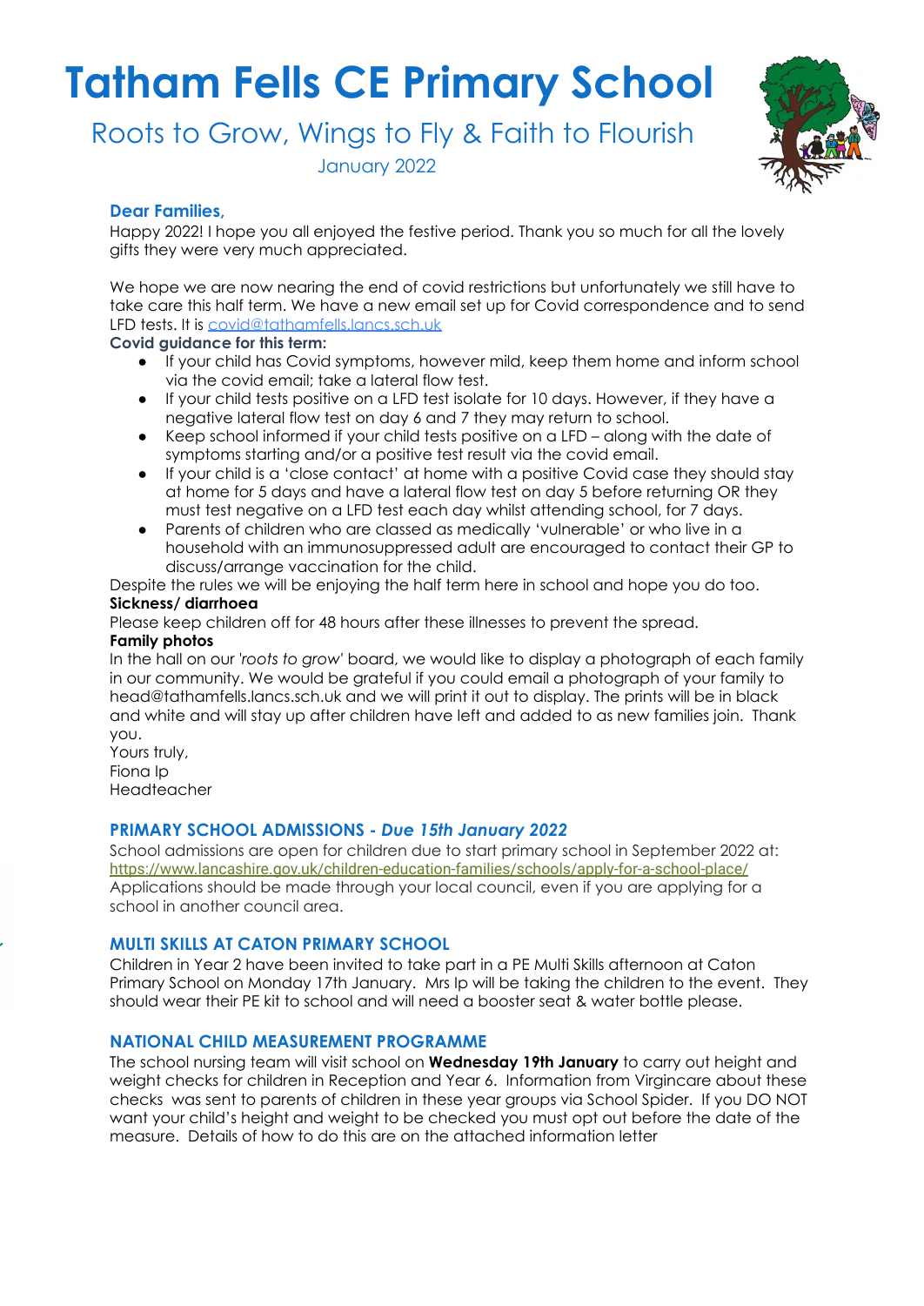# Tatham Fells CE Primary School

Roots to Grow, Wings to Fly & Faith to Flourish

January 2022

### Dear Families,

Happy 2022! I hope you all enjoyed the festive period. Thank you so much for all the lovely gifts they were very much appreciated.

We hope we are now nearing the end of covid restrictions but unfortunately we still have to take care this half term. We have a new email set up for Covid correspondence and to send LFD tests. It is covid@tathamfells.lancs.sch.uk

**Covid guidance for this term:**

- If your child has Covid symptoms, however mild, keep them home and inform school via the covid email; take a lateral flow test.
- If your child tests positive on a LFD test isolate for 10 days. However, if they have a negative lateral flow test on day 6 and 7 they may return to school.
- Keep school informed if your child tests positive on a LFD – along with the date of symptoms starting and/or a positive test result via the covid email.
- If your child is a 'close contact' at home with a positive Covid case they should stay at home for 5 days and have a lateral flow test on day 5 before returning OR they must test negative on a LFD test each day whilst attending school, for 7 days.
- Parents of children who are classed as medically 'vulnerable' or who live in a household with an immunosuppressed adult are encouraged to contact their GP to discuss/arrange vaccination for the child.

Despite the rules we will be enjoying the half term here in school and hope you do too.

**Sickness/ diarrhoea**

Please keep children off for 48 hours after these illnesses to prevent the spread.

**Family photos**

In the hall on our *'roots to grow'* board, we would like to display a photograph of each family in our community. We would be grateful if you could email a photograph of your family to head@tathamfells.lancs.sch.uk and we will print it out to display. The prints will be in black and white and will stay up after children have left and added to as new families join. Thank you.

Yours truly,
Fiona Ip
Headteacher

### PRIMARY SCHOOL ADMISSIONS - *Due 15th January 2022*

School admissions are open for children due to start primary school in September 2022 at: https://www.lancashire.gov.uk/children-education-families/schools/apply-for-a-school-place/
Applications should be made through your local council, even if you are applying for a school in another council area.

### MULTI SKILLS AT CATON PRIMARY SCHOOL

Children in Year 2 have been invited to take part in a PE Multi Skills afternoon at Caton Primary School on Monday 17th January. Mrs Ip will be taking the children to the event. They should wear their PE kit to school and will need a booster seat & water bottle please.

### NATIONAL CHILD MEASUREMENT PROGRAMME

The school nursing team will visit school on **Wednesday 19th January** to carry out height and weight checks for children in Reception and Year 6. Information from Virgincare about these checks was sent to parents of children in these year groups via School Spider. If you DO NOT want your child's height and weight to be checked you must opt out before the date of the measure. Details of how to do this are on the attached information letter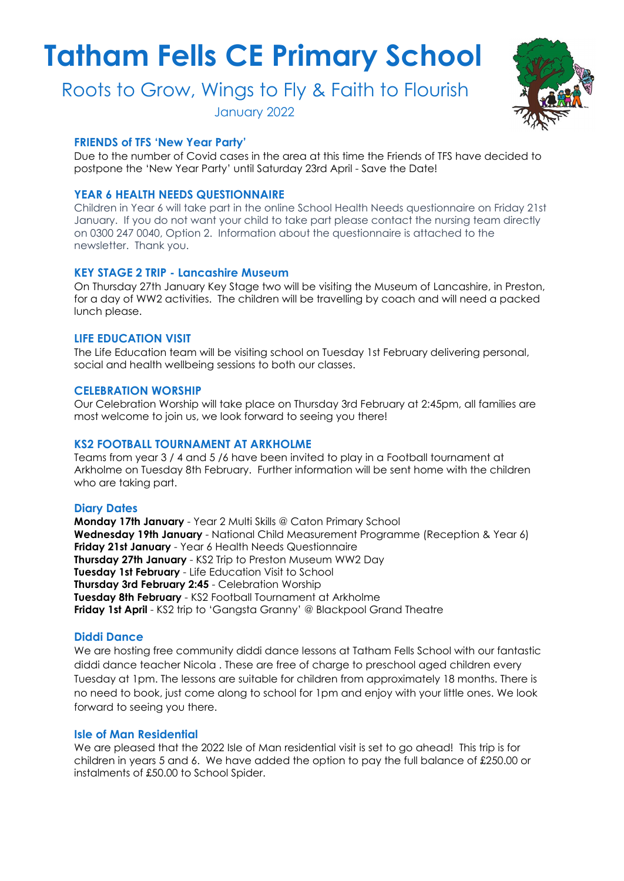# Tatham Fells CE Primary School

Roots to Grow, Wings to Fly & Faith to Flourish

January 2022

### FRIENDS of TFS 'New Year Party'

Due to the number of Covid cases in the area at this time the Friends of TFS have decided to postpone the 'New Year Party' until Saturday 23rd April - Save the Date!

### YEAR 6 HEALTH NEEDS QUESTIONNAIRE

Children in Year 6 will take part in the online School Health Needs questionnaire on Friday 21st January. If you do not want your child to take part please contact the nursing team directly on 0300 247 0040, Option 2. Information about the questionnaire is attached to the newsletter. Thank you.

### KEY STAGE 2 TRIP - Lancashire Museum

On Thursday 27th January Key Stage two will be visiting the Museum of Lancashire, in Preston, for a day of WW2 activities. The children will be travelling by coach and will need a packed lunch please.

### LIFE EDUCATION VISIT

The Life Education team will be visiting school on Tuesday 1st February delivering personal, social and health wellbeing sessions to both our classes.

### CELEBRATION WORSHIP

Our Celebration Worship will take place on Thursday 3rd February at 2:45pm, all families are most welcome to join us, we look forward to seeing you there!

### KS2 FOOTBALL TOURNAMENT AT ARKHOLME

Teams from year 3 / 4 and 5 /6 have been invited to play in a Football tournament at Arkholme on Tuesday 8th February. Further information will be sent home with the children who are taking part.

### Diary Dates

**Monday 17th January** - Year 2 Multi Skills @ Caton Primary School
**Wednesday 19th January** - National Child Measurement Programme (Reception & Year 6)
**Friday 21st January** - Year 6 Health Needs Questionnaire
**Thursday 27th January** - KS2 Trip to Preston Museum WW2 Day
**Tuesday 1st February** - Life Education Visit to School
**Thursday 3rd February 2:45** - Celebration Worship
**Tuesday 8th February** - KS2 Football Tournament at Arkholme
**Friday 1st April** - KS2 trip to 'Gangsta Granny' @ Blackpool Grand Theatre

### Diddi Dance

We are hosting free community diddi dance lessons at Tatham Fells School with our fantastic diddi dance teacher Nicola . These are free of charge to preschool aged children every Tuesday at 1pm. The lessons are suitable for children from approximately 18 months. There is no need to book, just come along to school for 1pm and enjoy with your little ones. We look forward to seeing you there.

### Isle of Man Residential

We are pleased that the 2022 Isle of Man residential visit is set to go ahead! This trip is for children in years 5 and 6. We have added the option to pay the full balance of £250.00 or instalments of £50.00 to School Spider.